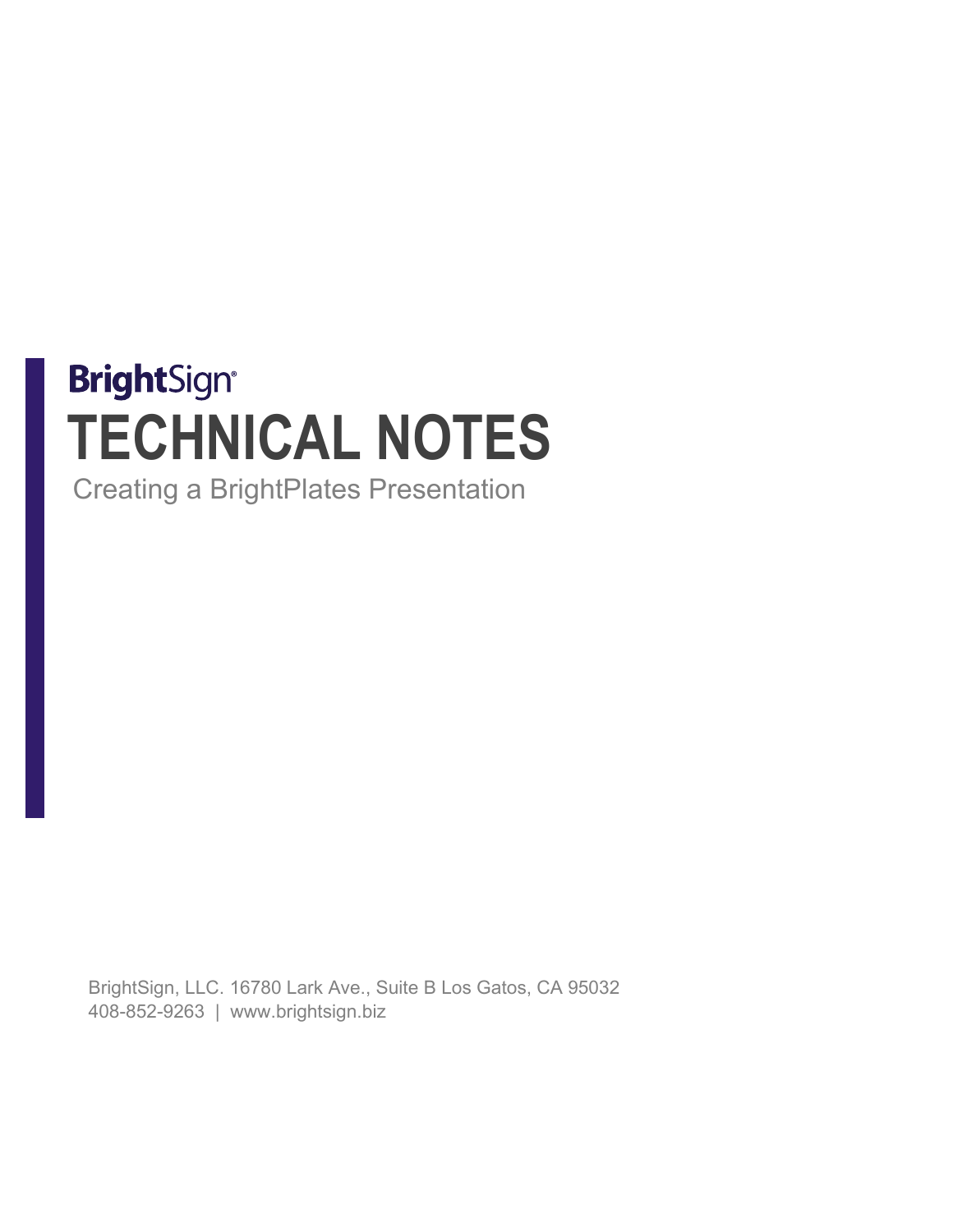BrightSign

# TECHNICAL NOTES

Creating a BrightPlates Presentation

BrightSign, LLC. 16780 Lark Ave., Suite B Los Gatos, CA 95032
408-852-9263 | www.brightsign.biz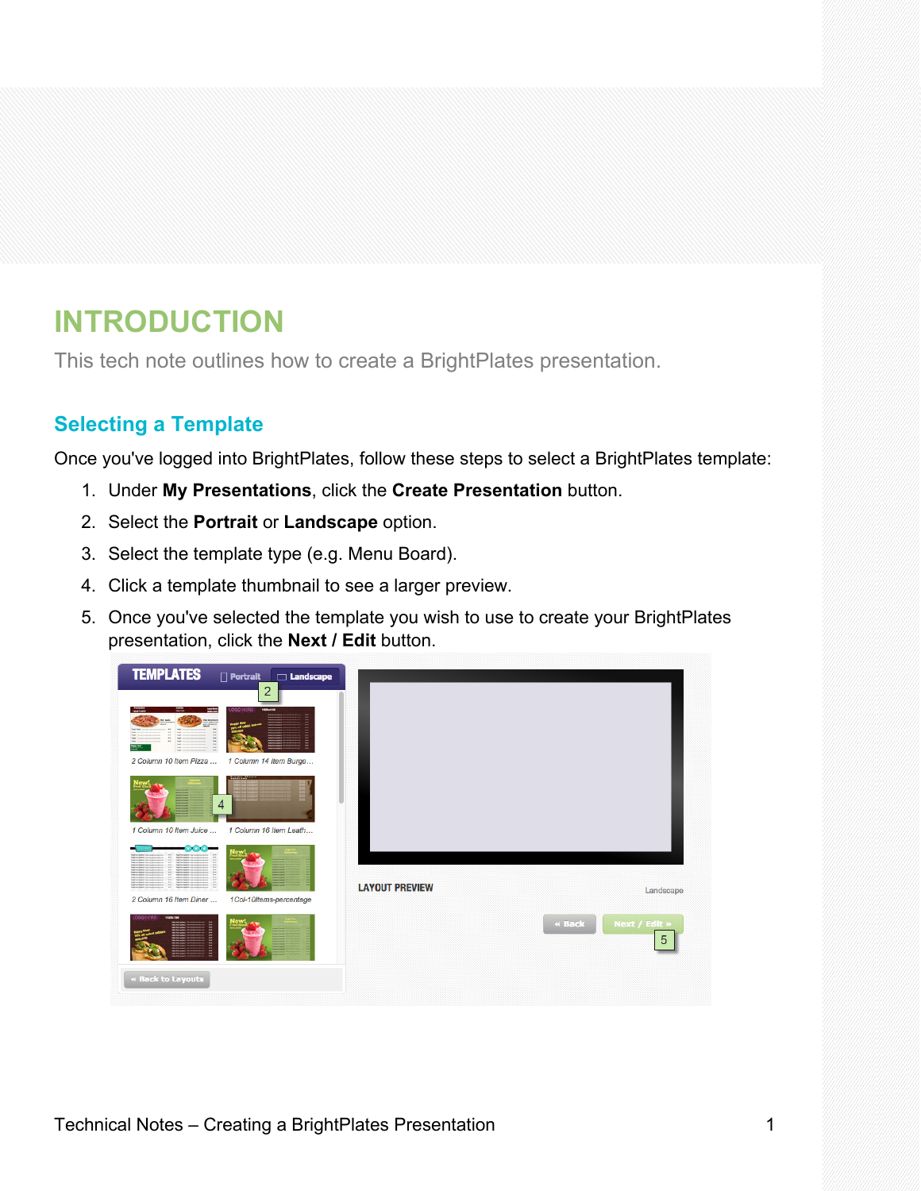# INTRODUCTION

This tech note outlines how to create a BrightPlates presentation.

## Selecting a Template

Once you've logged into BrightPlates, follow these steps to select a BrightPlates template:

1. Under **My Presentations**, click the **Create Presentation** button.
2. Select the **Portrait** or **Landscape** option.
3. Select the template type (e.g. Menu Board).
4. Click a template thumbnail to see a larger preview.
5. Once you've selected the template you wish to use to create your BrightPlates presentation, click the **Next / Edit** button.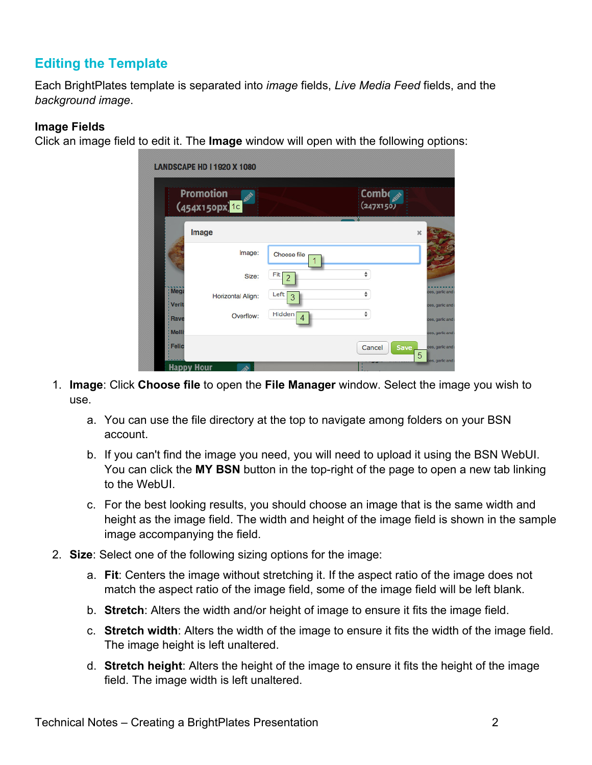## Editing the Template

Each BrightPlates template is separated into *image* fields, *Live Media Feed* fields, and the *background image*.

**Image Fields**

Click an image field to edit it. The **Image** window will open with the following options:

1. **Image**: Click **Choose file** to open the **File Manager** window. Select the image you wish to use.
    a. You can use the file directory at the top to navigate among folders on your BSN account.
    b. If you can't find the image you need, you will need to upload it using the BSN WebUI. You can click the **MY BSN** button in the top-right of the page to open a new tab linking to the WebUI.
    c. For the best looking results, you should choose an image that is the same width and height as the image field. The width and height of the image field is shown in the sample image accompanying the field.
2. **Size**: Select one of the following sizing options for the image:
    a. **Fit**: Centers the image without stretching it. If the aspect ratio of the image does not match the aspect ratio of the image field, some of the image field will be left blank.
    b. **Stretch**: Alters the width and/or height of image to ensure it fits the image field.
    c. **Stretch width**: Alters the width of the image to ensure it fits the width of the image field. The image height is left unaltered.
    d. **Stretch height**: Alters the height of the image to ensure it fits the height of the image field. The image width is left unaltered.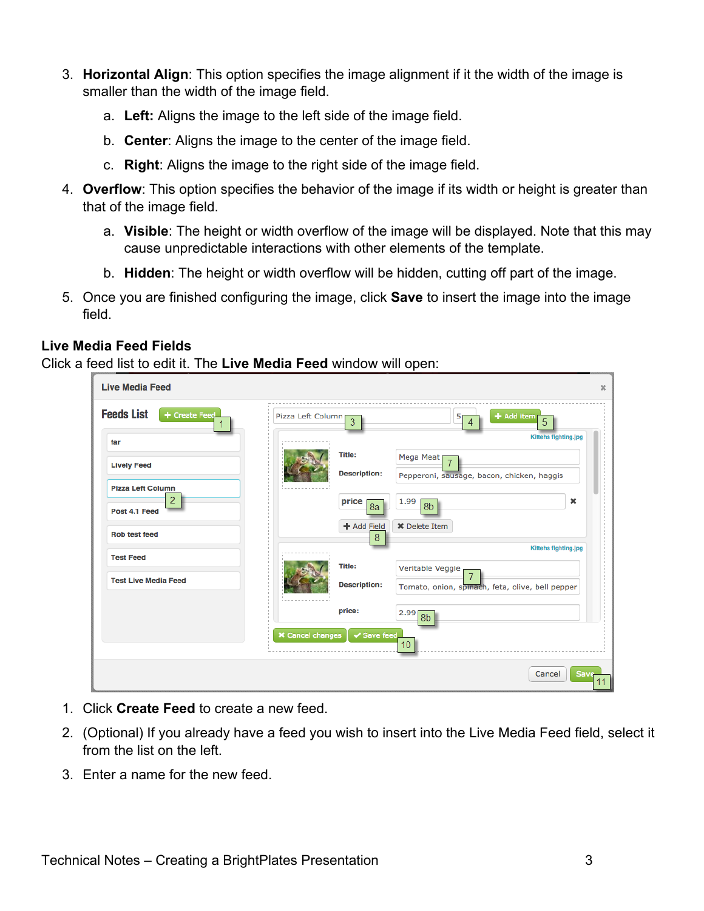3. **Horizontal Align**: This option specifies the image alignment if it the width of the image is smaller than the width of the image field.
    a. **Left:** Aligns the image to the left side of the image field.
    b. **Center**: Aligns the image to the center of the image field.
    c. **Right**: Aligns the image to the right side of the image field.
4. **Overflow**: This option specifies the behavior of the image if its width or height is greater than that of the image field.
    a. **Visible**: The height or width overflow of the image will be displayed. Note that this may cause unpredictable interactions with other elements of the template.
    b. **Hidden**: The height or width overflow will be hidden, cutting off part of the image.
5. Once you are finished configuring the image, click **Save** to insert the image into the image field.

### Live Media Feed Fields

Click a feed list to edit it. The **Live Media Feed** window will open:

1. Click **Create Feed** to create a new feed.
2. (Optional) If you already have a feed you wish to insert into the Live Media Feed field, select it from the list on the left.
3. Enter a name for the new feed.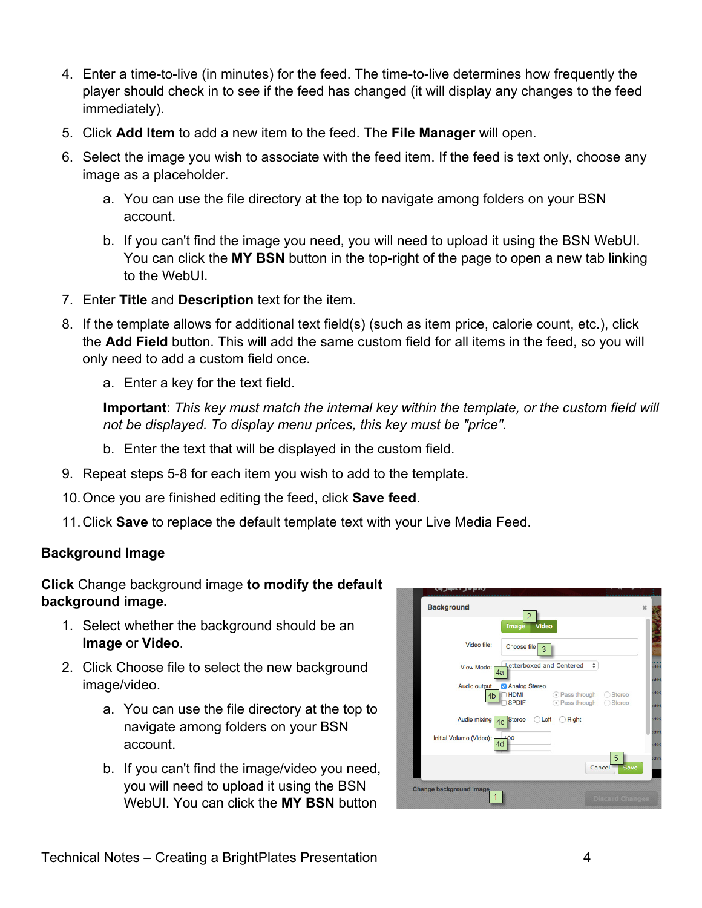4. Enter a time-to-live (in minutes) for the feed. The time-to-live determines how frequently the player should check in to see if the feed has changed (it will display any changes to the feed immediately).
5. Click **Add Item** to add a new item to the feed. The **File Manager** will open.
6. Select the image you wish to associate with the feed item. If the feed is text only, choose any image as a placeholder.
   a. You can use the file directory at the top to navigate among folders on your BSN account.
   b. If you can't find the image you need, you will need to upload it using the BSN WebUI. You can click the **MY BSN** button in the top-right of the page to open a new tab linking to the WebUI.
7. Enter **Title** and **Description** text for the item.
8. If the template allows for additional text field(s) (such as item price, calorie count, etc.), click the **Add Field** button. This will add the same custom field for all items in the feed, so you will only need to add a custom field once.
   a. Enter a key for the text field.

      **Important**: *This key must match the internal key within the template, or the custom field will not be displayed. To display menu prices, this key must be "price".*
   b. Enter the text that will be displayed in the custom field.
9. Repeat steps 5-8 for each item you wish to add to the template.
10. Once you are finished editing the feed, click **Save feed**.
11. Click **Save** to replace the default template text with your Live Media Feed.

### Background Image

**Click** Change background image **to modify the default background image.**

1. Select whether the background should be an **Image** or **Video**.
2. Click Choose file to select the new background image/video.
   a. You can use the file directory at the top to navigate among folders on your BSN account.
   b. If you can't find the image/video you need, you will need to upload it using the BSN WebUI. You can click the **MY BSN** button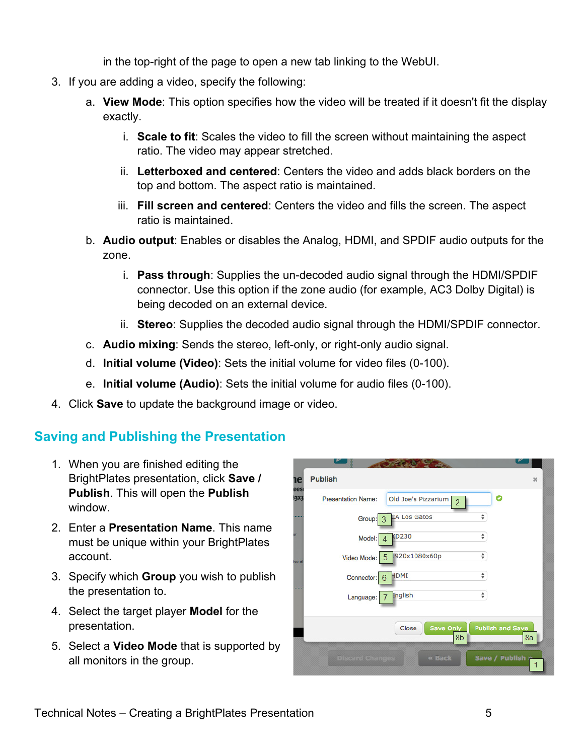in the top-right of the page to open a new tab linking to the WebUI.

3. If you are adding a video, specify the following:
   a. **View Mode**: This option specifies how the video will be treated if it doesn't fit the display exactly.
      i. **Scale to fit**: Scales the video to fill the screen without maintaining the aspect ratio. The video may appear stretched.
      ii. **Letterboxed and centered**: Centers the video and adds black borders on the top and bottom. The aspect ratio is maintained.
      iii. **Fill screen and centered**: Centers the video and fills the screen. The aspect ratio is maintained.
   b. **Audio output**: Enables or disables the Analog, HDMI, and SPDIF audio outputs for the zone.
      i. **Pass through**: Supplies the un-decoded audio signal through the HDMI/SPDIF connector. Use this option if the zone audio (for example, AC3 Dolby Digital) is being decoded on an external device.
      ii. **Stereo**: Supplies the decoded audio signal through the HDMI/SPDIF connector.
   c. **Audio mixing**: Sends the stereo, left-only, or right-only audio signal.
   d. **Initial volume (Video)**: Sets the initial volume for video files (0-100).
   e. **Initial volume (Audio)**: Sets the initial volume for audio files (0-100).
4. Click **Save** to update the background image or video.

## Saving and Publishing the Presentation

1. When you are finished editing the BrightPlates presentation, click **Save / Publish**. This will open the **Publish** window.
2. Enter a **Presentation Name**. This name must be unique within your BrightPlates account.
3. Specify which **Group** you wish to publish the presentation to.
4. Select the target player **Model** for the presentation.
5. Select a **Video Mode** that is supported by all monitors in the group.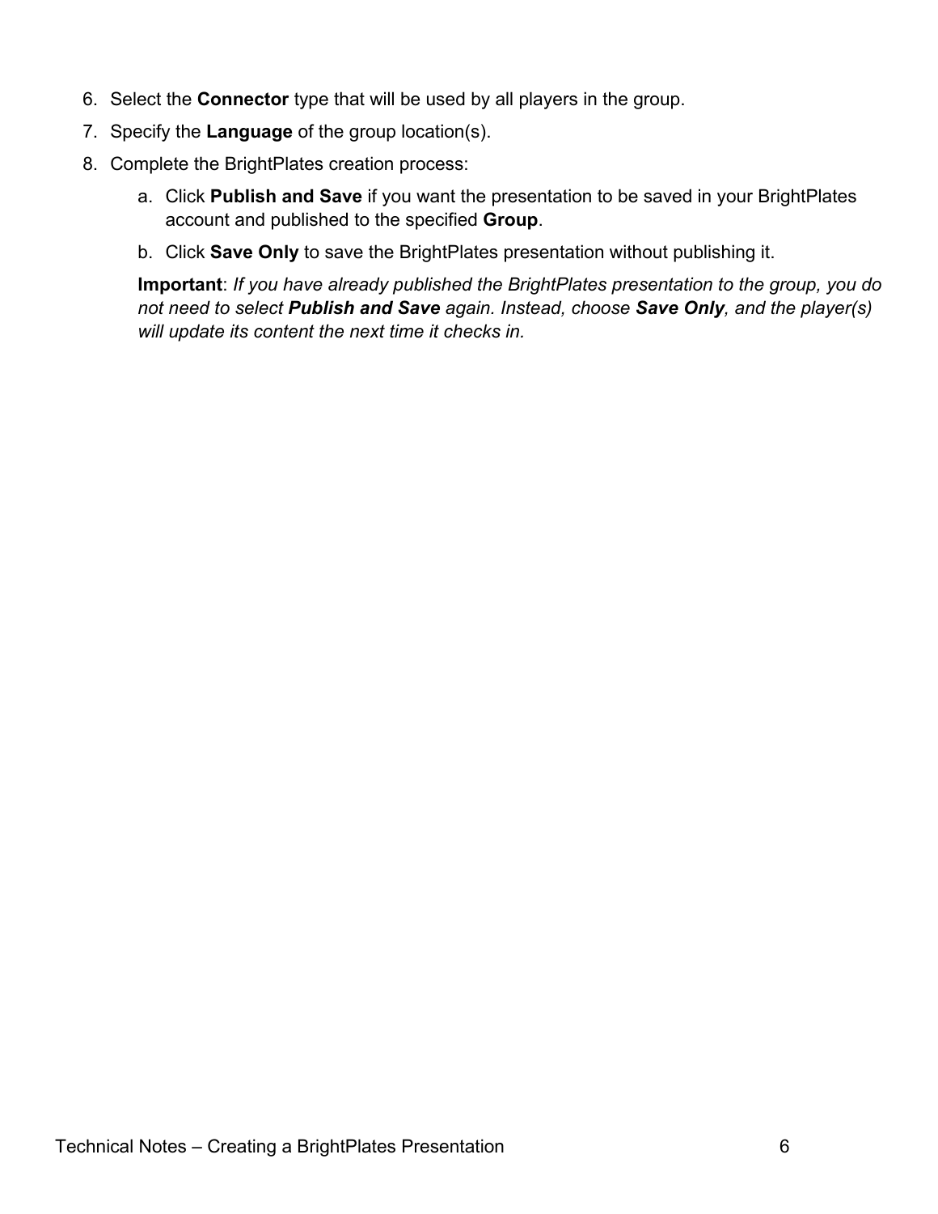6. Select the **Connector** type that will be used by all players in the group.
7. Specify the **Language** of the group location(s).
8. Complete the BrightPlates creation process:
    a. Click **Publish and Save** if you want the presentation to be saved in your BrightPlates account and published to the specified **Group**.
    b. Click **Save Only** to save the BrightPlates presentation without publishing it.

    **Important**: *If you have already published the BrightPlates presentation to the group, you do not need to select **Publish and Save** again. Instead, choose **Save Only**, and the player(s) will update its content the next time it checks in.*